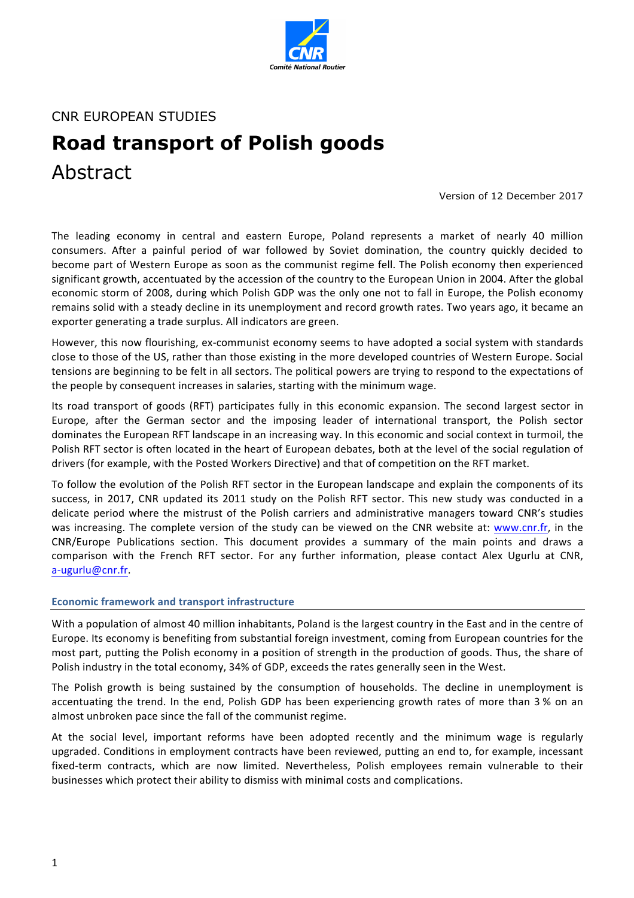CNR EUROPEAN STUDIES

# Road transport of Polish goods

## Abstract

Version of 12 December 2017

The leading economy in central and eastern Europe, Poland represents a market of nearly 40 million consumers. After a painful period of war followed by Soviet domination, the country quickly decided to become part of Western Europe as soon as the communist regime fell. The Polish economy then experienced significant growth, accentuated by the accession of the country to the European Union in 2004. After the global economic storm of 2008, during which Polish GDP was the only one not to fall in Europe, the Polish economy remains solid with a steady decline in its unemployment and record growth rates. Two years ago, it became an exporter generating a trade surplus. All indicators are green.

However, this now flourishing, ex-communist economy seems to have adopted a social system with standards close to those of the US, rather than those existing in the more developed countries of Western Europe. Social tensions are beginning to be felt in all sectors. The political powers are trying to respond to the expectations of the people by consequent increases in salaries, starting with the minimum wage.

Its road transport of goods (RFT) participates fully in this economic expansion. The second largest sector in Europe, after the German sector and the imposing leader of international transport, the Polish sector dominates the European RFT landscape in an increasing way. In this economic and social context in turmoil, the Polish RFT sector is often located in the heart of European debates, both at the level of the social regulation of drivers (for example, with the Posted Workers Directive) and that of competition on the RFT market.

To follow the evolution of the Polish RFT sector in the European landscape and explain the components of its success, in 2017, CNR updated its 2011 study on the Polish RFT sector. This new study was conducted in a delicate period where the mistrust of the Polish carriers and administrative managers toward CNR's studies was increasing. The complete version of the study can be viewed on the CNR website at: [www.cnr.fr](http://www.cnr.fr), in the CNR/Europe Publications section. This document provides a summary of the main points and draws a comparison with the French RFT sector. For any further information, please contact Alex Ugurlu at CNR, [a-ugurlu@cnr.fr](mailto:a-ugurlu@cnr.fr).

### Economic framework and transport infrastructure

With a population of almost 40 million inhabitants, Poland is the largest country in the East and in the centre of Europe. Its economy is benefiting from substantial foreign investment, coming from European countries for the most part, putting the Polish economy in a position of strength in the production of goods. Thus, the share of Polish industry in the total economy, 34% of GDP, exceeds the rates generally seen in the West.

The Polish growth is being sustained by the consumption of households. The decline in unemployment is accentuating the trend. In the end, Polish GDP has been experiencing growth rates of more than 3 % on an almost unbroken pace since the fall of the communist regime.

At the social level, important reforms have been adopted recently and the minimum wage is regularly upgraded. Conditions in employment contracts have been reviewed, putting an end to, for example, incessant fixed-term contracts, which are now limited. Nevertheless, Polish employees remain vulnerable to their businesses which protect their ability to dismiss with minimal costs and complications.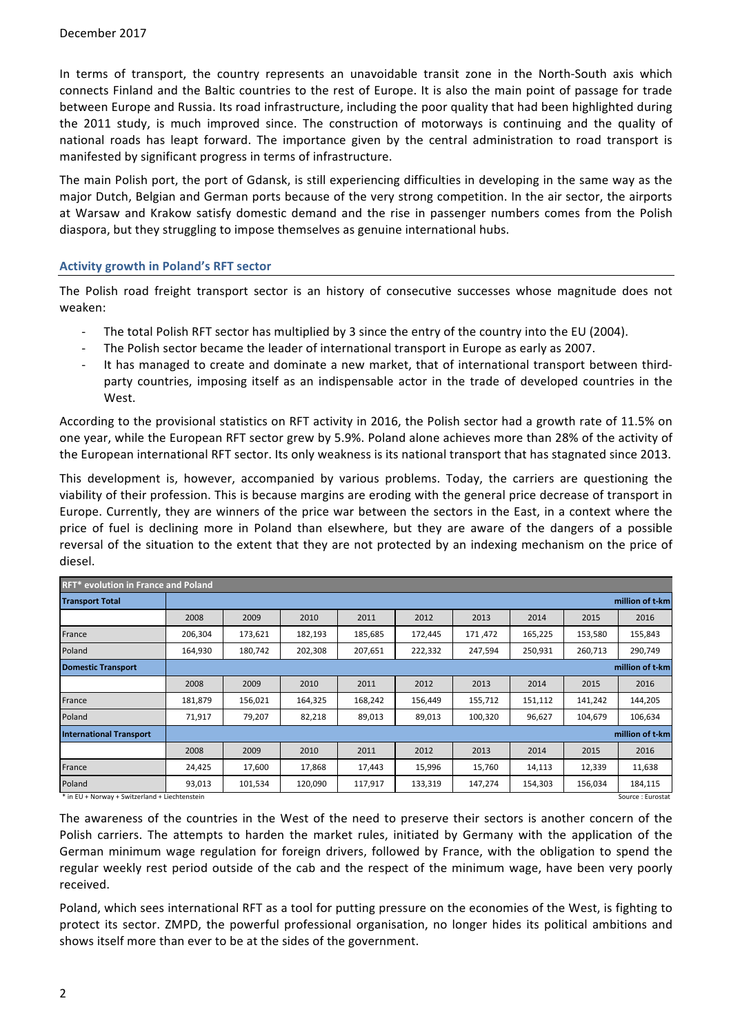December 2017

In terms of transport, the country represents an unavoidable transit zone in the North-South axis which connects Finland and the Baltic countries to the rest of Europe. It is also the main point of passage for trade between Europe and Russia. Its road infrastructure, including the poor quality that had been highlighted during the 2011 study, is much improved since. The construction of motorways is continuing and the quality of national roads has leapt forward. The importance given by the central administration to road transport is manifested by significant progress in terms of infrastructure.

The main Polish port, the port of Gdansk, is still experiencing difficulties in developing in the same way as the major Dutch, Belgian and German ports because of the very strong competition. In the air sector, the airports at Warsaw and Krakow satisfy domestic demand and the rise in passenger numbers comes from the Polish diaspora, but they struggling to impose themselves as genuine international hubs.

### Activity growth in Poland's RFT sector

The Polish road freight transport sector is an history of consecutive successes whose magnitude does not weaken:

- The total Polish RFT sector has multiplied by 3 since the entry of the country into the EU (2004).
- The Polish sector became the leader of international transport in Europe as early as 2007.
- It has managed to create and dominate a new market, that of international transport between third-party countries, imposing itself as an indispensable actor in the trade of developed countries in the West.

According to the provisional statistics on RFT activity in 2016, the Polish sector had a growth rate of 11.5% on one year, while the European RFT sector grew by 5.9%. Poland alone achieves more than 28% of the activity of the European international RFT sector. Its only weakness is its national transport that has stagnated since 2013.

This development is, however, accompanied by various problems. Today, the carriers are questioning the viability of their profession. This is because margins are eroding with the general price decrease of transport in Europe. Currently, they are winners of the price war between the sectors in the East, in a context where the price of fuel is declining more in Poland than elsewhere, but they are aware of the dangers of a possible reversal of the situation to the extent that they are not protected by an indexing mechanism on the price of diesel.

| RFT* evolution in France and Poland | | | | | | | | | |
|---|---|---|---|---|---|---|---|---|---|
| **Transport Total** | | | | | | | | | million of t-km |
| | 2008 | 2009 | 2010 | 2011 | 2012 | 2013 | 2014 | 2015 | 2016 |
| France | 206,304 | 173,621 | 182,193 | 185,685 | 172,445 | 171 ,472 | 165,225 | 153,580 | 155,843 |
| Poland | 164,930 | 180,742 | 202,308 | 207,651 | 222,332 | 247,594 | 250,931 | 260,713 | 290,749 |
| **Domestic Transport** | | | | | | | | | million of t-km |
| | 2008 | 2009 | 2010 | 2011 | 2012 | 2013 | 2014 | 2015 | 2016 |
| France | 181,879 | 156,021 | 164,325 | 168,242 | 156,449 | 155,712 | 151,112 | 141,242 | 144,205 |
| Poland | 71,917 | 79,207 | 82,218 | 89,013 | 89,013 | 100,320 | 96,627 | 104,679 | 106,634 |
| **International Transport** | | | | | | | | | million of t-km |
| | 2008 | 2009 | 2010 | 2011 | 2012 | 2013 | 2014 | 2015 | 2016 |
| France | 24,425 | 17,600 | 17,868 | 17,443 | 15,996 | 15,760 | 14,113 | 12,339 | 11,638 |
| Poland | 93,013 | 101,534 | 120,090 | 117,917 | 133,319 | 147,274 | 154,303 | 156,034 | 184,115 |

\* in EU + Norway + Switzerland + Liechtenstein

Source : Eurostat

The awareness of the countries in the West of the need to preserve their sectors is another concern of the Polish carriers. The attempts to harden the market rules, initiated by Germany with the application of the German minimum wage regulation for foreign drivers, followed by France, with the obligation to spend the regular weekly rest period outside of the cab and the respect of the minimum wage, have been very poorly received.

Poland, which sees international RFT as a tool for putting pressure on the economies of the West, is fighting to protect its sector. ZMPD, the powerful professional organisation, no longer hides its political ambitions and shows itself more than ever to be at the sides of the government.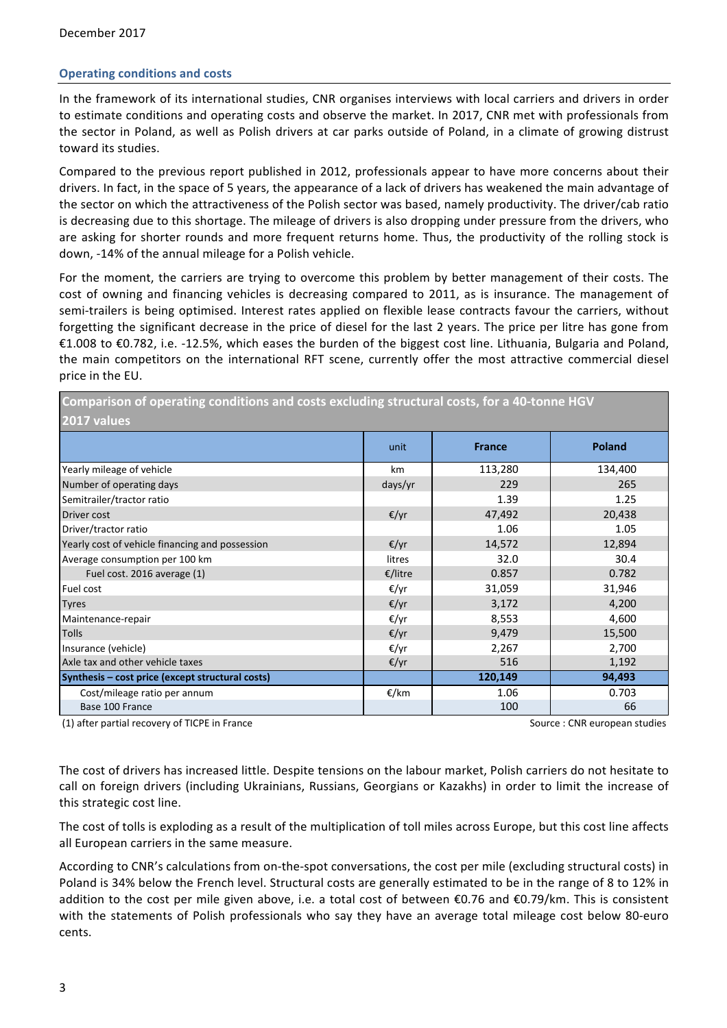December 2017

## Operating conditions and costs

In the framework of its international studies, CNR organises interviews with local carriers and drivers in order to estimate conditions and operating costs and observe the market. In 2017, CNR met with professionals from the sector in Poland, as well as Polish drivers at car parks outside of Poland, in a climate of growing distrust toward its studies.

Compared to the previous report published in 2012, professionals appear to have more concerns about their drivers. In fact, in the space of 5 years, the appearance of a lack of drivers has weakened the main advantage of the sector on which the attractiveness of the Polish sector was based, namely productivity. The driver/cab ratio is decreasing due to this shortage. The mileage of drivers is also dropping under pressure from the drivers, who are asking for shorter rounds and more frequent returns home. Thus, the productivity of the rolling stock is down, -14% of the annual mileage for a Polish vehicle.

For the moment, the carriers are trying to overcome this problem by better management of their costs. The cost of owning and financing vehicles is decreasing compared to 2011, as is insurance. The management of semi-trailers is being optimised. Interest rates applied on flexible lease contracts favour the carriers, without forgetting the significant decrease in the price of diesel for the last 2 years. The price per litre has gone from €1.008 to €0.782, i.e. -12.5%, which eases the burden of the biggest cost line. Lithuania, Bulgaria and Poland, the main competitors on the international RFT scene, currently offer the most attractive commercial diesel price in the EU.

**Comparison of operating conditions and costs excluding structural costs, for a 40-tonne HGV 2017 values**

| | unit | France | Poland |
|---|---|---|---|
| Yearly mileage of vehicle | km | 113,280 | 134,400 |
| Number of operating days | days/yr | 229 | 265 |
| Semitrailer/tractor ratio | | 1.39 | 1.25 |
| Driver cost | €/yr | 47,492 | 20,438 |
| Driver/tractor ratio | | 1.06 | 1.05 |
| Yearly cost of vehicle financing and possession | €/yr | 14,572 | 12,894 |
| Average consumption per 100 km | litres | 32.0 | 30.4 |
| Fuel cost. 2016 average (1) | €/litre | 0.857 | 0.782 |
| Fuel cost | €/yr | 31,059 | 31,946 |
| Tyres | €/yr | 3,172 | 4,200 |
| Maintenance-repair | €/yr | 8,553 | 4,600 |
| Tolls | €/yr | 9,479 | 15,500 |
| Insurance (vehicle) | €/yr | 2,267 | 2,700 |
| Axle tax and other vehicle taxes | €/yr | 516 | 1,192 |
| **Synthesis – cost price (except structural costs)** | | **120,149** | **94,493** |
| Cost/mileage ratio per annum | €/km | 1.06 | 0.703 |
| Base 100 France | | 100 | 66 |

(1) after partial recovery of TICPE in France

Source : CNR european studies

The cost of drivers has increased little. Despite tensions on the labour market, Polish carriers do not hesitate to call on foreign drivers (including Ukrainians, Russians, Georgians or Kazakhs) in order to limit the increase of this strategic cost line.

The cost of tolls is exploding as a result of the multiplication of toll miles across Europe, but this cost line affects all European carriers in the same measure.

According to CNR's calculations from on-the-spot conversations, the cost per mile (excluding structural costs) in Poland is 34% below the French level. Structural costs are generally estimated to be in the range of 8 to 12% in addition to the cost per mile given above, i.e. a total cost of between €0.76 and €0.79/km. This is consistent with the statements of Polish professionals who say they have an average total mileage cost below 80-euro cents.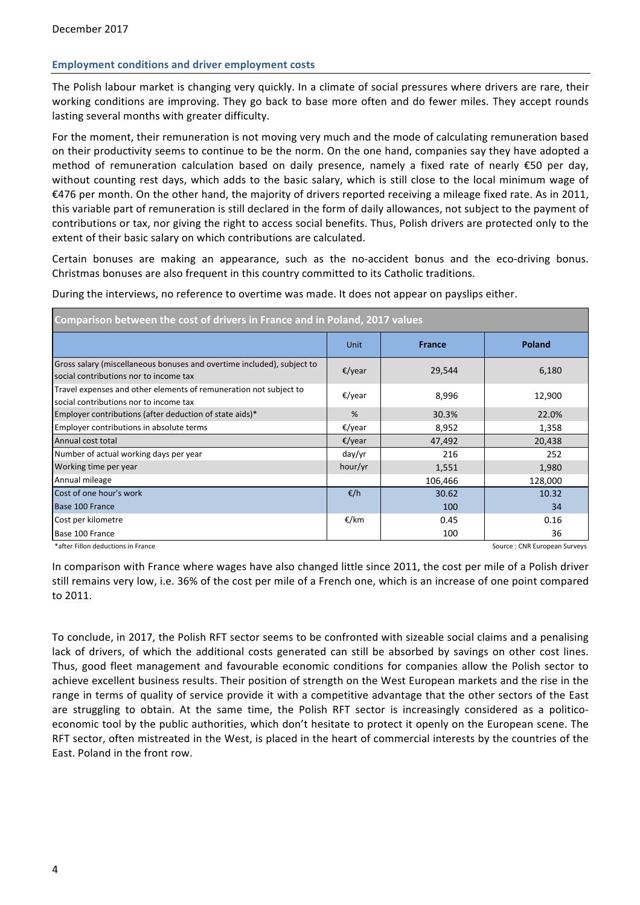### Employment conditions and driver employment costs

The Polish labour market is changing very quickly. In a climate of social pressures where drivers are rare, their working conditions are improving. They go back to base more often and do fewer miles. They accept rounds lasting several months with greater difficulty.

For the moment, their remuneration is not moving very much and the mode of calculating remuneration based on their productivity seems to continue to be the norm. On the one hand, companies say they have adopted a method of remuneration calculation based on daily presence, namely a fixed rate of nearly €50 per day, without counting rest days, which adds to the basic salary, which is still close to the local minimum wage of €476 per month. On the other hand, the majority of drivers reported receiving a mileage fixed rate. As in 2011, this variable part of remuneration is still declared in the form of daily allowances, not subject to the payment of contributions or tax, nor giving the right to access social benefits. Thus, Polish drivers are protected only to the extent of their basic salary on which contributions are calculated.

Certain bonuses are making an appearance, such as the no-accident bonus and the eco-driving bonus. Christmas bonuses are also frequent in this country committed to its Catholic traditions.

During the interviews, no reference to overtime was made. It does not appear on payslips either.

**Comparison between the cost of drivers in France and in Poland, 2017 values**

| | Unit | France | Poland |
|---|---|---|---|
| Gross salary (miscellaneous bonuses and overtime included), subject to social contributions nor to income tax | €/year | 29,544 | 6,180 |
| Travel expenses and other elements of remuneration not subject to social contributions nor to income tax | €/year | 8,996 | 12,900 |
| Employer contributions (after deduction of state aids)* | % | 30.3% | 22.0% |
| Employer contributions in absolute terms | €/year | 8,952 | 1,358 |
| Annual cost total | €/year | 47,492 | 20,438 |
| Number of actual working days per year | day/yr | 216 | 252 |
| Working time per year | hour/yr | 1,551 | 1,980 |
| Annual mileage | | 106,466 | 128,000 |
| Cost of one hour's work | €/h | 30.62 | 10.32 |
| Base 100 France | | 100 | 34 |
| Cost per kilometre | €/km | 0.45 | 0.16 |
| Base 100 France | | 100 | 36 |

*after Fillon deductions in France

Source : CNR European Surveys

In comparison with France where wages have also changed little since 2011, the cost per mile of a Polish driver still remains very low, i.e. 36% of the cost per mile of a French one, which is an increase of one point compared to 2011.

To conclude, in 2017, the Polish RFT sector seems to be confronted with sizeable social claims and a penalising lack of drivers, of which the additional costs generated can still be absorbed by savings on other cost lines. Thus, good fleet management and favourable economic conditions for companies allow the Polish sector to achieve excellent business results. Their position of strength on the West European markets and the rise in the range in terms of quality of service provide it with a competitive advantage that the other sectors of the East are struggling to obtain. At the same time, the Polish RFT sector is increasingly considered as a politico-economic tool by the public authorities, which don't hesitate to protect it openly on the European scene. The RFT sector, often mistreated in the West, is placed in the heart of commercial interests by the countries of the East. Poland in the front row.